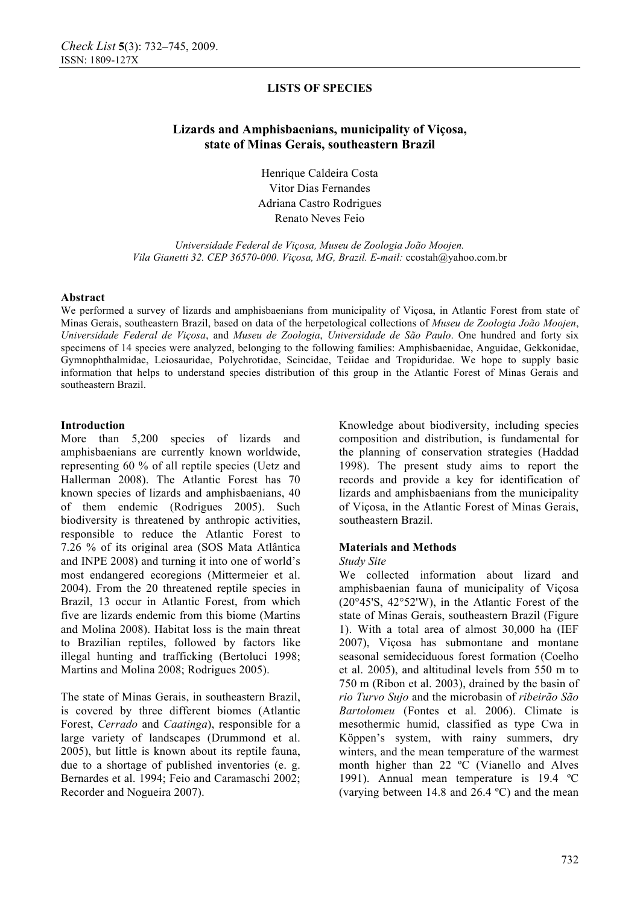LISTS OF SPECIES

# Lizards and Amphisbaenians, municipality of Viçosa, state of Minas Gerais, southeastern Brazil

Henrique Caldeira Costa
Vitor Dias Fernandes
Adriana Castro Rodrigues
Renato Neves Feio

*Universidade Federal de Viçosa, Museu de Zoologia João Moojen. Vila Gianetti 32. CEP 36570-000. Viçosa, MG, Brazil. E-mail:* ccostah@yahoo.com.br

## Abstract

We performed a survey of lizards and amphisbaenians from municipality of Viçosa, in Atlantic Forest from state of Minas Gerais, southeastern Brazil, based on data of the herpetological collections of *Museu de Zoologia João Moojen*, *Universidade Federal de Viçosa*, and *Museu de Zoologia*, *Universidade de São Paulo*. One hundred and forty six specimens of 14 species were analyzed, belonging to the following families: Amphisbaenidae, Anguidae, Gekkonidae, Gymnophthalmidae, Leiosauridae, Polychrotidae, Scincidae, Teiidae and Tropiduridae. We hope to supply basic information that helps to understand species distribution of this group in the Atlantic Forest of Minas Gerais and southeastern Brazil.

## Introduction

More than 5,200 species of lizards and amphisbaenians are currently known worldwide, representing 60 % of all reptile species (Uetz and Hallerman 2008). The Atlantic Forest has 70 known species of lizards and amphisbaenians, 40 of them endemic (Rodrigues 2005). Such biodiversity is threatened by anthropic activities, responsible to reduce the Atlantic Forest to 7.26 % of its original area (SOS Mata Atlântica and INPE 2008) and turning it into one of world's most endangered ecoregions (Mittermeier et al. 2004). From the 20 threatened reptile species in Brazil, 13 occur in Atlantic Forest, from which five are lizards endemic from this biome (Martins and Molina 2008). Habitat loss is the main threat to Brazilian reptiles, followed by factors like illegal hunting and trafficking (Bertoluci 1998; Martins and Molina 2008; Rodrigues 2005).

The state of Minas Gerais, in southeastern Brazil, is covered by three different biomes (Atlantic Forest, *Cerrado* and *Caatinga*), responsible for a large variety of landscapes (Drummond et al. 2005), but little is known about its reptile fauna, due to a shortage of published inventories (e. g. Bernardes et al. 1994; Feio and Caramaschi 2002; Recorder and Nogueira 2007).

Knowledge about biodiversity, including species composition and distribution, is fundamental for the planning of conservation strategies (Haddad 1998). The present study aims to report the records and provide a key for identification of lizards and amphisbaenians from the municipality of Viçosa, in the Atlantic Forest of Minas Gerais, southeastern Brazil.

## Materials and Methods

### *Study Site*

We collected information about lizard and amphisbaenian fauna of municipality of Viçosa (20°45'S, 42°52'W), in the Atlantic Forest of the state of Minas Gerais, southeastern Brazil (Figure 1). With a total area of almost 30,000 ha (IEF 2007), Viçosa has submontane and montane seasonal semideciduous forest formation (Coelho et al. 2005), and altitudinal levels from 550 m to 750 m (Ribon et al. 2003), drained by the basin of *rio Turvo Sujo* and the microbasin of *ribeirão São Bartolomeu* (Fontes et al. 2006). Climate is mesothermic humid, classified as type Cwa in Köppen's system, with rainy summers, dry winters, and the mean temperature of the warmest month higher than 22 ºC (Vianello and Alves 1991). Annual mean temperature is 19.4 ºC (varying between 14.8 and 26.4 ºC) and the mean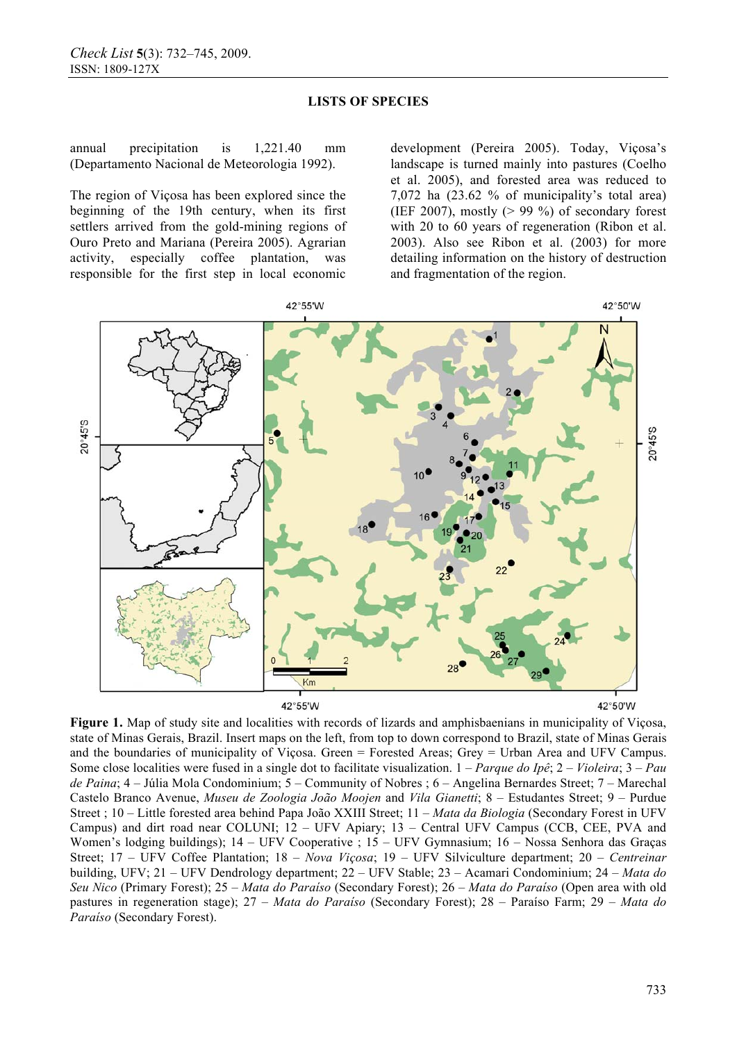annual precipitation is 1,221.40 mm (Departamento Nacional de Meteorologia 1992).

The region of Viçosa has been explored since the beginning of the 19th century, when its first settlers arrived from the gold-mining regions of Ouro Preto and Mariana (Pereira 2005). Agrarian activity, especially coffee plantation, was responsible for the first step in local economic development (Pereira 2005). Today, Viçosa's landscape is turned mainly into pastures (Coelho et al. 2005), and forested area was reduced to 7,072 ha (23.62 % of municipality's total area) (IEF 2007), mostly (> 99 %) of secondary forest with 20 to 60 years of regeneration (Ribon et al. 2003). Also see Ribon et al. (2003) for more detailing information on the history of destruction and fragmentation of the region.

**Figure 1.** Map of study site and localities with records of lizards and amphisbaenians in municipality of Viçosa, state of Minas Gerais, Brazil. Insert maps on the left, from top to down correspond to Brazil, state of Minas Gerais and the boundaries of municipality of Viçosa. Green = Forested Areas; Grey = Urban Area and UFV Campus. Some close localities were fused in a single dot to facilitate visualization. 1 – *Parque do Ipê*; 2 – *Violeira*; 3 – *Pau de Paina*; 4 – Júlia Mola Condominium; 5 – Community of Nobres ; 6 – Angelina Bernardes Street; 7 – Marechal Castelo Branco Avenue, *Museu de Zoologia João Moojen* and *Vila Gianetti*; 8 – Estudantes Street; 9 – Purdue Street ; 10 – Little forested area behind Papa João XXIII Street; 11 – *Mata da Biologia* (Secondary Forest in UFV Campus) and dirt road near COLUNI; 12 – UFV Apiary; 13 – Central UFV Campus (CCB, CEE, PVA and Women's lodging buildings); 14 – UFV Cooperative ; 15 – UFV Gymnasium; 16 – Nossa Senhora das Graças Street; 17 – UFV Coffee Plantation; 18 – *Nova Viçosa*; 19 – UFV Silviculture department; 20 – *Centreinar* building, UFV; 21 – UFV Dendrology department; 22 – UFV Stable; 23 – Acamari Condominium; 24 – *Mata do Seu Nico* (Primary Forest); 25 – *Mata do Paraíso* (Secondary Forest); 26 – *Mata do Paraíso* (Open area with old pastures in regeneration stage); 27 – *Mata do Paraíso* (Secondary Forest); 28 – Paraíso Farm; 29 – *Mata do Paraíso* (Secondary Forest).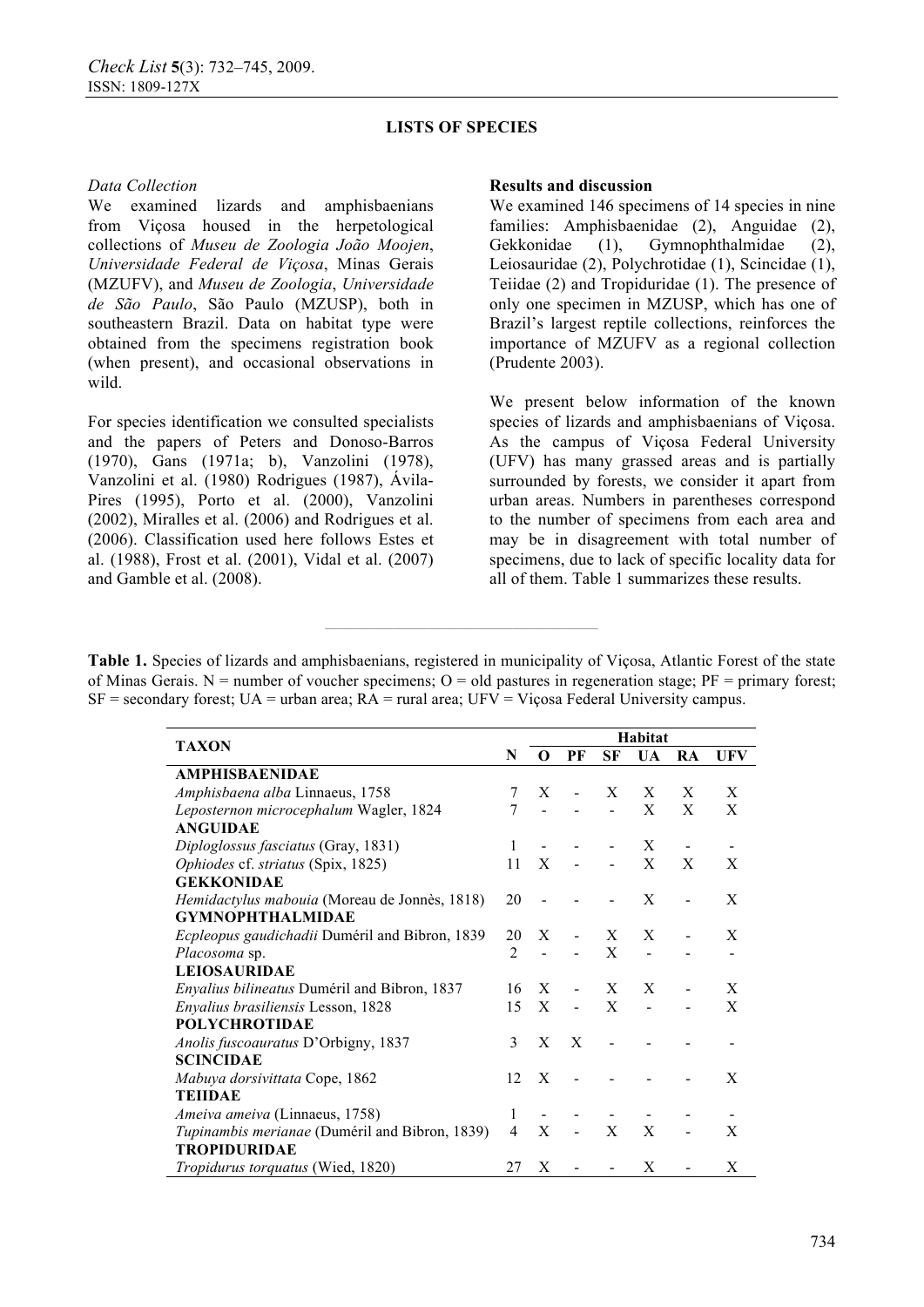**LISTS OF SPECIES**

*Data Collection*

We examined lizards and amphisbaenians from Viçosa housed in the herpetological collections of *Museu de Zoologia João Moojen*, *Universidade Federal de Viçosa*, Minas Gerais (MZUFV), and *Museu de Zoologia*, *Universidade de São Paulo*, São Paulo (MZUSP), both in southeastern Brazil. Data on habitat type were obtained from the specimens registration book (when present), and occasional observations in wild.

For species identification we consulted specialists and the papers of Peters and Donoso-Barros (1970), Gans (1971a; b), Vanzolini (1978), Vanzolini et al. (1980) Rodrigues (1987), Ávila-Pires (1995), Porto et al. (2000), Vanzolini (2002), Miralles et al. (2006) and Rodrigues et al. (2006). Classification used here follows Estes et al. (1988), Frost et al. (2001), Vidal et al. (2007) and Gamble et al. (2008).

**Results and discussion**

We examined 146 specimens of 14 species in nine families: Amphisbaenidae (2), Anguidae (2), Gekkonidae (1), Gymnophthalmidae (2), Leiosauridae (2), Polychrotidae (1), Scincidae (1), Teiidae (2) and Tropiduridae (1). The presence of only one specimen in MZUSP, which has one of Brazil's largest reptile collections, reinforces the importance of MZUFV as a regional collection (Prudente 2003).

We present below information of the known species of lizards and amphisbaenians of Viçosa. As the campus of Viçosa Federal University (UFV) has many grassed areas and is partially surrounded by forests, we consider it apart from urban areas. Numbers in parentheses correspond to the number of specimens from each area and may be in disagreement with total number of specimens, due to lack of specific locality data for all of them. Table 1 summarizes these results.

**Table 1.** Species of lizards and amphisbaenians, registered in municipality of Viçosa, Atlantic Forest of the state of Minas Gerais. N = number of voucher specimens; O = old pastures in regeneration stage; PF = primary forest; SF = secondary forest; UA = urban area; RA = rural area; UFV = Viçosa Federal University campus.

| TAXON | N | Habitat | | | | | |
|---|---|---|---|---|---|---|---|
| | | O | PF | SF | UA | RA | UFV |
| **AMPHISBAENIDAE** | | | | | | | |
| *Amphisbaena alba* Linnaeus, 1758 | 7 | X | - | X | X | X | X |
| *Leposternon microcephalum* Wagler, 1824 | 7 | - | - | - | X | X | X |
| **ANGUIDAE** | | | | | | | |
| *Diploglossus fasciatus* (Gray, 1831) | 1 | - | - | - | X | - | - |
| *Ophiodes* cf. *striatus* (Spix, 1825) | 11 | X | - | - | X | X | X |
| **GEKKONIDAE** | | | | | | | |
| *Hemidactylus mabouia* (Moreau de Jonnès, 1818) | 20 | - | - | - | X | - | X |
| **GYMNOPHTHALMIDAE** | | | | | | | |
| *Ecpleopus gaudichadii* Duméril and Bibron, 1839 | 20 | X | - | X | X | - | X |
| *Placosoma* sp. | 2 | - | - | X | - | - | - |
| **LEIOSAURIDAE** | | | | | | | |
| *Enyalius bilineatus* Duméril and Bibron, 1837 | 16 | X | - | X | X | - | X |
| *Enyalius brasiliensis* Lesson, 1828 | 15 | X | - | X | - | - | X |
| **POLYCHROTIDAE** | | | | | | | |
| *Anolis fuscoauratus* D'Orbigny, 1837 | 3 | X | X | - | - | - | - |
| **SCINCIDAE** | | | | | | | |
| *Mabuya dorsivittata* Cope, 1862 | 12 | X | - | - | - | - | X |
| **TEIIDAE** | | | | | | | |
| *Ameiva ameiva* (Linnaeus, 1758) | 1 | - | - | - | - | - | - |
| *Tupinambis merianae* (Duméril and Bibron, 1839) | 4 | X | - | X | X | - | X |
| **TROPIDURIDAE** | | | | | | | |
| *Tropidurus torquatus* (Wied, 1820) | 27 | X | - | - | X | - | X |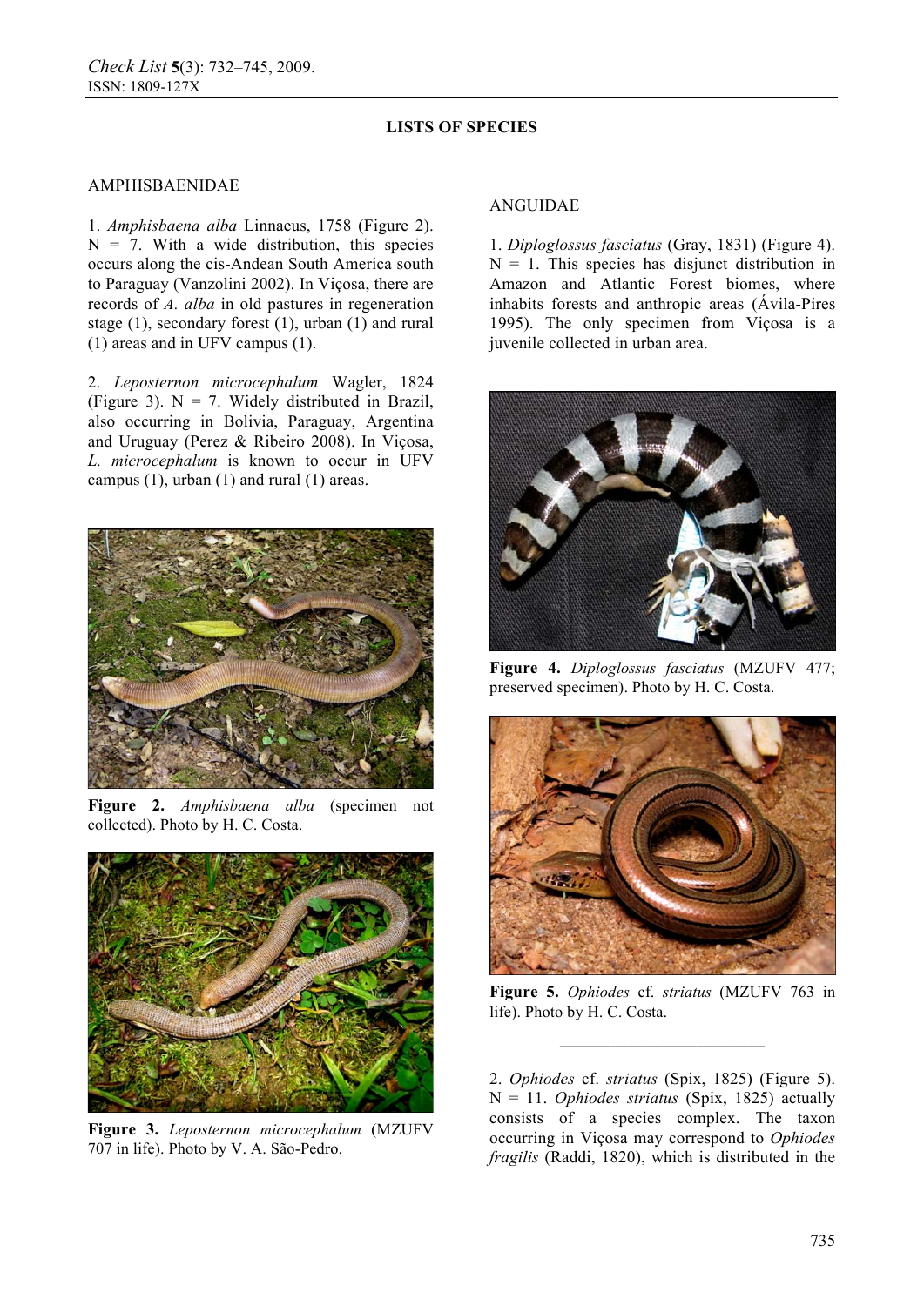## LISTS OF SPECIES

### AMPHISBAENIDAE

1. *Amphisbaena alba* Linnaeus, 1758 (Figure 2). N = 7. With a wide distribution, this species occurs along the cis-Andean South America south to Paraguay (Vanzolini 2002). In Viçosa, there are records of *A. alba* in old pastures in regeneration stage (1), secondary forest (1), urban (1) and rural (1) areas and in UFV campus (1).

2. *Leposternon microcephalum* Wagler, 1824 (Figure 3). N = 7. Widely distributed in Brazil, also occurring in Bolivia, Paraguay, Argentina and Uruguay (Perez & Ribeiro 2008). In Viçosa, *L. microcephalum* is known to occur in UFV campus (1), urban (1) and rural (1) areas.

**Figure 2.** *Amphisbaena alba* (specimen not collected). Photo by H. C. Costa.

**Figure 3.** *Leposternon microcephalum* (MZUFV 707 in life). Photo by V. A. São-Pedro.

### ANGUIDAE

1. *Diploglossus fasciatus* (Gray, 1831) (Figure 4). N = 1. This species has disjunct distribution in Amazon and Atlantic Forest biomes, where inhabits forests and anthropic areas (Ávila-Pires 1995). The only specimen from Viçosa is a juvenile collected in urban area.

**Figure 4.** *Diploglossus fasciatus* (MZUFV 477; preserved specimen). Photo by H. C. Costa.

**Figure 5.** *Ophiodes* cf. *striatus* (MZUFV 763 in life). Photo by H. C. Costa.

2. *Ophiodes* cf. *striatus* (Spix, 1825) (Figure 5). N = 11. *Ophiodes striatus* (Spix, 1825) actually consists of a species complex. The taxon occurring in Viçosa may correspond to *Ophiodes fragilis* (Raddi, 1820), which is distributed in the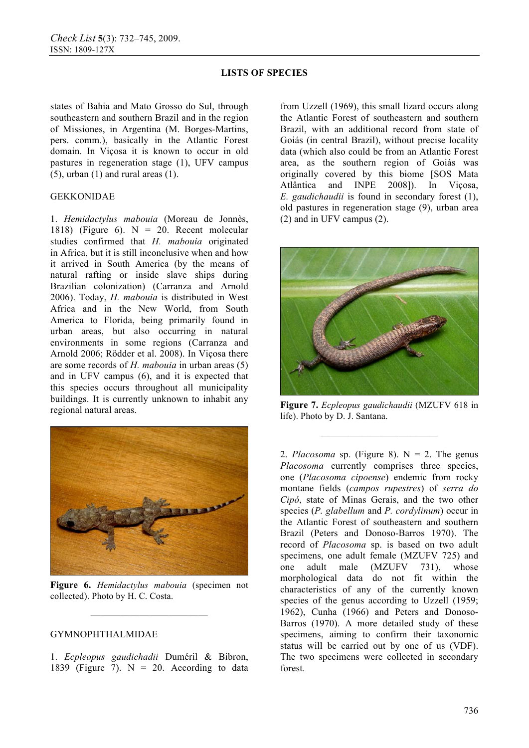states of Bahia and Mato Grosso do Sul, through southeastern and southern Brazil and in the region of Missiones, in Argentina (M. Borges-Martins, pers. comm.), basically in the Atlantic Forest domain. In Viçosa it is known to occur in old pastures in regeneration stage (1), UFV campus (5), urban (1) and rural areas (1).

GEKKONIDAE

1. *Hemidactylus mabouia* (Moreau de Jonnès, 1818) (Figure 6). N = 20. Recent molecular studies confirmed that *H. mabouia* originated in Africa, but it is still inconclusive when and how it arrived in South America (by the means of natural rafting or inside slave ships during Brazilian colonization) (Carranza and Arnold 2006). Today, *H. mabouia* is distributed in West Africa and in the New World, from South America to Florida, being primarily found in urban areas, but also occurring in natural environments in some regions (Carranza and Arnold 2006; Rödder et al. 2008). In Viçosa there are some records of *H. mabouia* in urban areas (5) and in UFV campus (6), and it is expected that this species occurs throughout all municipality buildings. It is currently unknown to inhabit any regional natural areas.

**Figure 6.** *Hemidactylus mabouia* (specimen not collected). Photo by H. C. Costa.

GYMNOPHTHALMIDAE

1. *Ecpleopus gaudichadii* Duméril & Bibron, 1839 (Figure 7). N = 20. According to data from Uzzell (1969), this small lizard occurs along the Atlantic Forest of southeastern and southern Brazil, with an additional record from state of Goiás (in central Brazil), without precise locality data (which also could be from an Atlantic Forest area, as the southern region of Goiás was originally covered by this biome [SOS Mata Atlântica and INPE 2008]). In Viçosa, *E. gaudichaudii* is found in secondary forest (1), old pastures in regeneration stage (9), urban area (2) and in UFV campus (2).

**Figure 7.** *Ecpleopus gaudichaudii* (MZUFV 618 in life). Photo by D. J. Santana.

2. *Placosoma* sp. (Figure 8). N = 2. The genus *Placosoma* currently comprises three species, one (*Placosoma cipoense*) endemic from rocky montane fields (*campos rupestres*) of *serra do Cipó*, state of Minas Gerais, and the two other species (*P. glabellum* and *P. cordylinum*) occur in the Atlantic Forest of southeastern and southern Brazil (Peters and Donoso-Barros 1970). The record of *Placosoma* sp. is based on two adult specimens, one adult female (MZUFV 725) and one adult male (MZUFV 731), whose morphological data do not fit within the characteristics of any of the currently known species of the genus according to Uzzell (1959; 1962), Cunha (1966) and Peters and Donoso-Barros (1970). A more detailed study of these specimens, aiming to confirm their taxonomic status will be carried out by one of us (VDF). The two specimens were collected in secondary forest.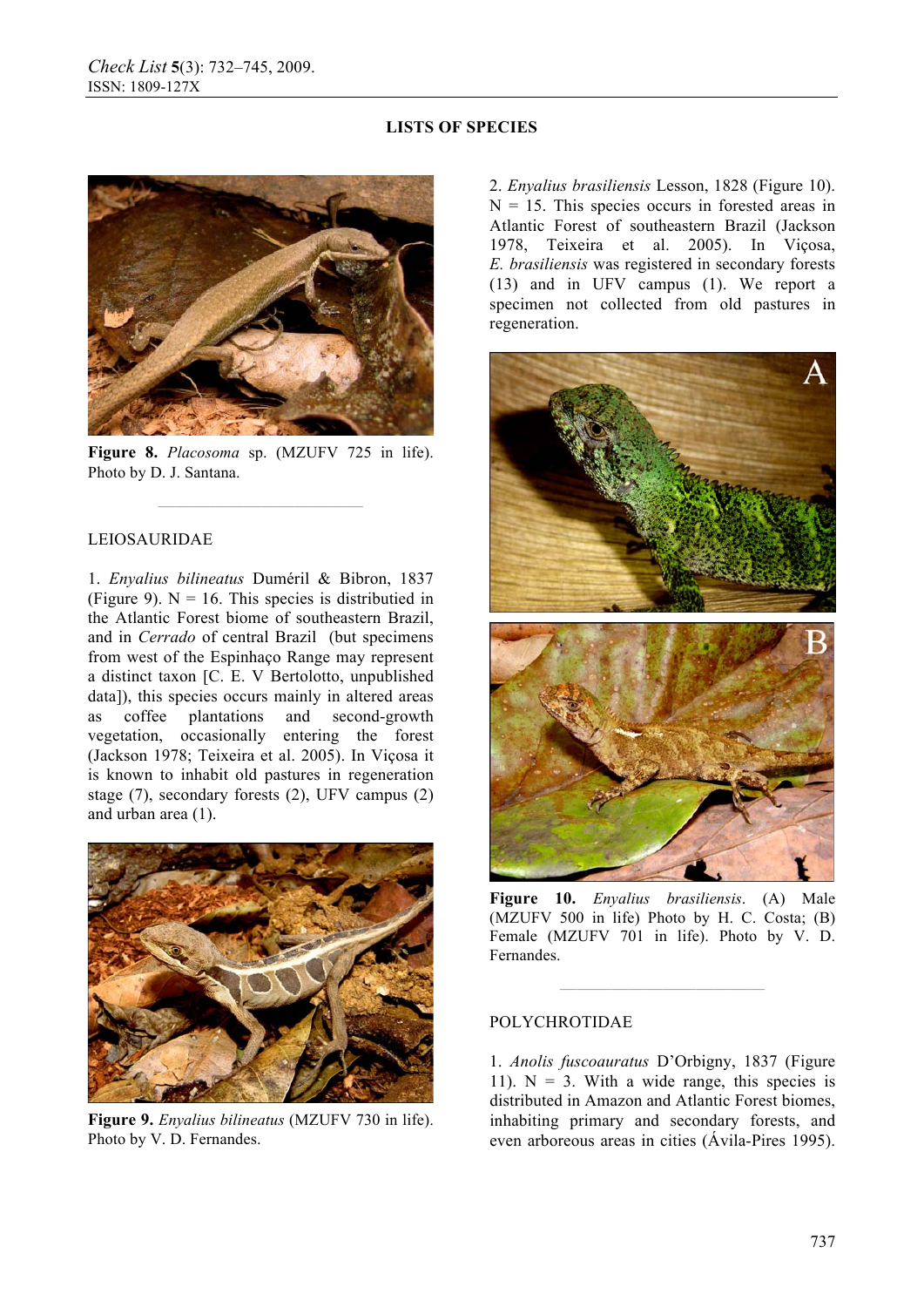**Figure 8.** *Placosoma* sp. (MZUFV 725 in life). Photo by D. J. Santana.

## LEIOSAURIDAE

1. *Enyalius bilineatus* Duméril & Bibron, 1837 (Figure 9). N = 16. This species is distributied in the Atlantic Forest biome of southeastern Brazil, and in *Cerrado* of central Brazil (but specimens from west of the Espinhaço Range may represent a distinct taxon [C. E. V Bertolotto, unpublished data]), this species occurs mainly in altered areas as coffee plantations and second-growth vegetation, occasionally entering the forest (Jackson 1978; Teixeira et al. 2005). In Viçosa it is known to inhabit old pastures in regeneration stage (7), secondary forests (2), UFV campus (2) and urban area (1).

**Figure 9.** *Enyalius bilineatus* (MZUFV 730 in life). Photo by V. D. Fernandes.

2. *Enyalius brasiliensis* Lesson, 1828 (Figure 10). N = 15. This species occurs in forested areas in Atlantic Forest of southeastern Brazil (Jackson 1978, Teixeira et al. 2005). In Viçosa, *E. brasiliensis* was registered in secondary forests (13) and in UFV campus (1). We report a specimen not collected from old pastures in regeneration.

**Figure 10.** *Enyalius brasiliensis*. (A) Male (MZUFV 500 in life) Photo by H. C. Costa; (B) Female (MZUFV 701 in life). Photo by V. D. Fernandes.

## POLYCHROTIDAE

1. *Anolis fuscoauratus* D'Orbigny, 1837 (Figure 11). N = 3. With a wide range, this species is distributed in Amazon and Atlantic Forest biomes, inhabiting primary and secondary forests, and even arboreous areas in cities (Ávila-Pires 1995).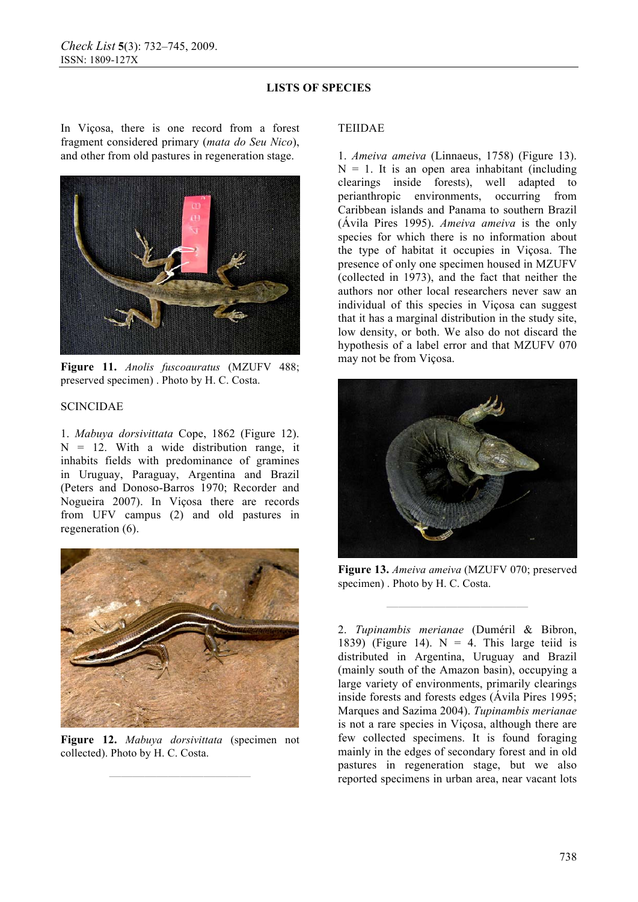In Viçosa, there is one record from a forest fragment considered primary (*mata do Seu Nico*), and other from old pastures in regeneration stage.

**Figure 11.** *Anolis fuscoauratus* (MZUFV 488; preserved specimen) . Photo by H. C. Costa.

SCINCIDAE

1. *Mabuya dorsivittata* Cope, 1862 (Figure 12). N = 12. With a wide distribution range, it inhabits fields with predominance of gramines in Uruguay, Paraguay, Argentina and Brazil (Peters and Donoso-Barros 1970; Recorder and Nogueira 2007). In Viçosa there are records from UFV campus (2) and old pastures in regeneration (6).

**Figure 12.** *Mabuya dorsivittata* (specimen not collected). Photo by H. C. Costa.

TEIIDAE

1. *Ameiva ameiva* (Linnaeus, 1758) (Figure 13). N = 1. It is an open area inhabitant (including clearings inside forests), well adapted to perianthropic environments, occurring from Caribbean islands and Panama to southern Brazil (Ávila Pires 1995). *Ameiva ameiva* is the only species for which there is no information about the type of habitat it occupies in Viçosa. The presence of only one specimen housed in MZUFV (collected in 1973), and the fact that neither the authors nor other local researchers never saw an individual of this species in Viçosa can suggest that it has a marginal distribution in the study site, low density, or both. We also do not discard the hypothesis of a label error and that MZUFV 070 may not be from Viçosa.

**Figure 13.** *Ameiva ameiva* (MZUFV 070; preserved specimen) . Photo by H. C. Costa.

2. *Tupinambis merianae* (Duméril & Bibron, 1839) (Figure 14). N = 4. This large teiid is distributed in Argentina, Uruguay and Brazil (mainly south of the Amazon basin), occupying a large variety of environments, primarily clearings inside forests and forests edges (Ávila Pires 1995; Marques and Sazima 2004). *Tupinambis merianae* is not a rare species in Viçosa, although there are few collected specimens. It is found foraging mainly in the edges of secondary forest and in old pastures in regeneration stage, but we also reported specimens in urban area, near vacant lots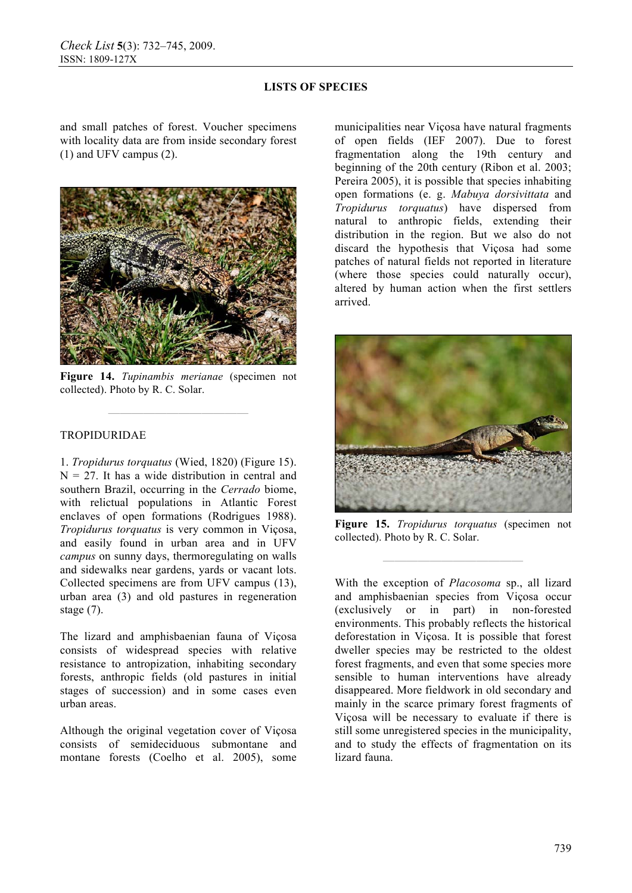and small patches of forest. Voucher specimens with locality data are from inside secondary forest (1) and UFV campus (2).

**Figure 14.** *Tupinambis merianae* (specimen not collected). Photo by R. C. Solar.

TROPIDURIDAE

1. *Tropidurus torquatus* (Wied, 1820) (Figure 15). N = 27. It has a wide distribution in central and southern Brazil, occurring in the *Cerrado* biome, with relictual populations in Atlantic Forest enclaves of open formations (Rodrigues 1988). *Tropidurus torquatus* is very common in Viçosa, and easily found in urban area and in UFV *campus* on sunny days, thermoregulating on walls and sidewalks near gardens, yards or vacant lots. Collected specimens are from UFV campus (13), urban area (3) and old pastures in regeneration stage (7).

The lizard and amphisbaenian fauna of Viçosa consists of widespread species with relative resistance to antropization, inhabiting secondary forests, anthropic fields (old pastures in initial stages of succession) and in some cases even urban areas.

Although the original vegetation cover of Viçosa consists of semideciduous submontane and montane forests (Coelho et al. 2005), some municipalities near Viçosa have natural fragments of open fields (IEF 2007). Due to forest fragmentation along the 19th century and beginning of the 20th century (Ribon et al. 2003; Pereira 2005), it is possible that species inhabiting open formations (e. g. *Mabuya dorsivittata* and *Tropidurus torquatus*) have dispersed from natural to anthropic fields, extending their distribution in the region. But we also do not discard the hypothesis that Viçosa had some patches of natural fields not reported in literature (where those species could naturally occur), altered by human action when the first settlers arrived.

**Figure 15.** *Tropidurus torquatus* (specimen not collected). Photo by R. C. Solar.

With the exception of *Placosoma* sp., all lizard and amphisbaenian species from Viçosa occur (exclusively or in part) in non-forested environments. This probably reflects the historical deforestation in Viçosa. It is possible that forest dweller species may be restricted to the oldest forest fragments, and even that some species more sensible to human interventions have already disappeared. More fieldwork in old secondary and mainly in the scarce primary forest fragments of Viçosa will be necessary to evaluate if there is still some unregistered species in the municipality, and to study the effects of fragmentation on its lizard fauna.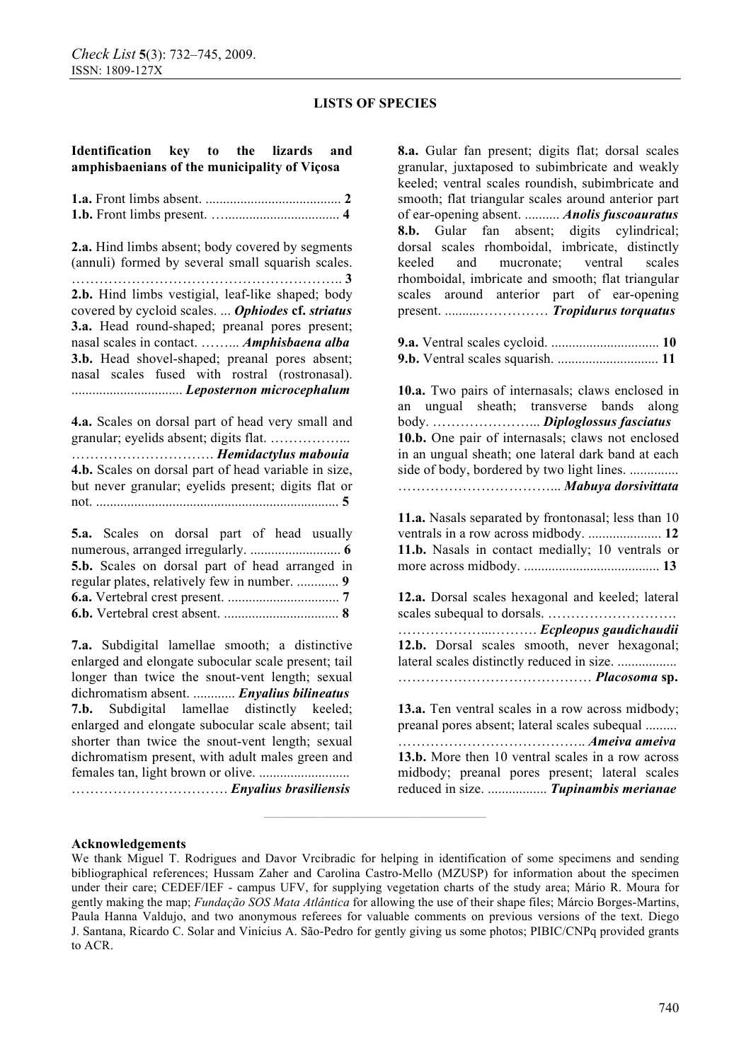## LISTS OF SPECIES

### Identification key to the lizards and amphisbaenians of the municipality of Viçosa

**1.a.** Front limbs absent. ....................................... **2**
**1.b.** Front limbs present. …................................ **4**

**2.a.** Hind limbs absent; body covered by segments (annuli) formed by several small squarish scales. ………………………………………………….. **3**
**2.b.** Hind limbs vestigial, leaf-like shaped; body covered by cycloid scales. ... ***Ophiodes*** **cf.** ***striatus***
**3.a.** Head round-shaped; preanal pores present; nasal scales in contact. ……... ***Amphisbaena alba***
**3.b.** Head shovel-shaped; preanal pores absent; nasal scales fused with rostral (rostronasal). ................................ ***Leposternon microcephalum***

**4.a.** Scales on dorsal part of head very small and granular; eyelids absent; digits flat. …………….. …………………………. ***Hemidactylus mabouia***
**4.b.** Scales on dorsal part of head variable in size, but never granular; eyelids present; digits flat or not. ...................................................................... **5**

**5.a.** Scales on dorsal part of head usually numerous, arranged irregularly. .......................... **6**
**5.b.** Scales on dorsal part of head arranged in regular plates, relatively few in number. ............ **9**
**6.a.** Vertebral crest present. ................................ **7**
**6.b.** Vertebral crest absent. ................................. **8**

**7.a.** Subdigital lamellae smooth; a distinctive enlarged and elongate subocular scale present; tail longer than twice the snout-vent length; sexual dichromatism absent. ............ ***Enyalius bilineatus***
**7.b.** Subdigital lamellae distinctly keeled; enlarged and elongate subocular scale absent; tail shorter than twice the snout-vent length; sexual dichromatism present, with adult males green and females tan, light brown or olive. .......................... …………………………… ***Enyalius brasiliensis***

**8.a.** Gular fan present; digits flat; dorsal scales granular, juxtaposed to subimbricate and weakly keeled; ventral scales roundish, subimbricate and smooth; flat triangular scales around anterior part of ear-opening absent. .......... ***Anolis fuscoauratus***
**8.b.** Gular fan absent; digits cylindrical; dorsal scales rhomboidal, imbricate, distinctly keeled and mucronate; ventral scales rhomboidal, imbricate and smooth; flat triangular scales around anterior part of ear-opening present. ..........…………… ***Tropidurus torquatus***

**9.a.** Ventral scales cycloid. ............................... **10**
**9.b.** Ventral scales squarish. ............................. **11**

**10.a.** Two pairs of internasals; claws enclosed in an ungual sheath; transverse bands along body. …………………... ***Diploglossus fasciatus***
**10.b.** One pair of internasals; claws not enclosed in an ungual sheath; one lateral dark band at each side of body, bordered by two light lines. .............. …………………………... ***Mabuya dorsivittata***

**11.a.** Nasals separated by frontonasal; less than 10 ventrals in a row across midbody. ..................... **12**
**11.b.** Nasals in contact medially; 10 ventrals or more across midbody. ....................................... **13**

**12.a.** Dorsal scales hexagonal and keeled; lateral scales subequal to dorsals. ……………………… ……………….……… ***Ecpleopus gaudichaudii***
**12.b.** Dorsal scales smooth, never hexagonal; lateral scales distinctly reduced in size. ................. …………………………………… ***Placosoma*** **sp.**

**13.a.** Ten ventral scales in a row across midbody; preanal pores absent; lateral scales subequal ......... ………………………………….. ***Ameiva ameiva***
**13.b.** More then 10 ventral scales in a row across midbody; preanal pores present; lateral scales reduced in size. ................. ***Tupinambis merianae***

---

**Acknowledgements**

We thank Miguel T. Rodrigues and Davor Vrcibradic for helping in identification of some specimens and sending bibliographical references; Hussam Zaher and Carolina Castro-Mello (MZUSP) for information about the specimen under their care; CEDEF/IEF - campus UFV, for supplying vegetation charts of the study area; Mário R. Moura for gently making the map; *Fundação SOS Mata Atlântica* for allowing the use of their shape files; Márcio Borges-Martins, Paula Hanna Valdujo, and two anonymous referees for valuable comments on previous versions of the text. Diego J. Santana, Ricardo C. Solar and Vinícius A. São-Pedro for gently giving us some photos; PIBIC/CNPq provided grants to ACR.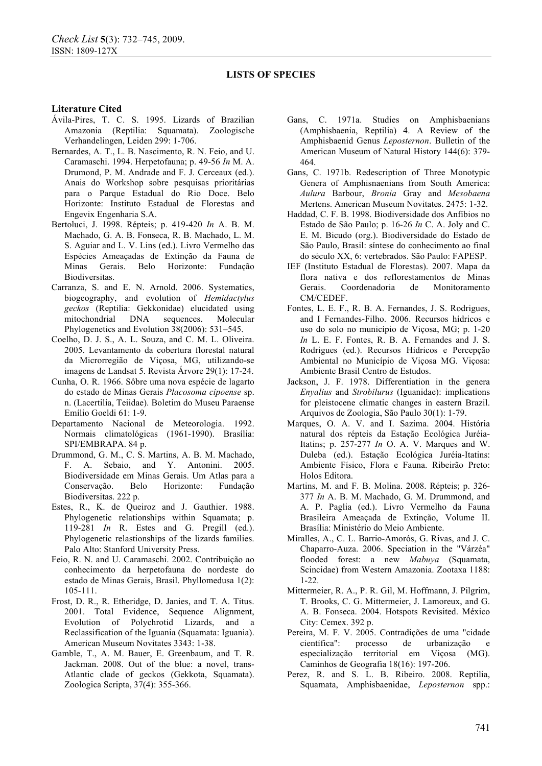**LISTS OF SPECIES**

## Literature Cited

Ávila-Pires, T. C. S. 1995. Lizards of Brazilian Amazonia (Reptilia: Squamata). Zoologische Verhandelingen, Leiden 299: 1-706.

Bernardes, A. T., L. B. Nascimento, R. N. Feio, and U. Caramaschi. 1994. Herpetofauna; p. 49-56 *In* M. A. Drumond, P. M. Andrade and F. J. Cerceaux (ed.). Anais do Workshop sobre pesquisas prioritárias para o Parque Estadual do Rio Doce. Belo Horizonte: Instituto Estadual de Florestas and Engevix Engenharia S.A.

Bertoluci, J. 1998. Répteis; p. 419-420 *In* A. B. M. Machado, G. A. B. Fonseca, R. B. Machado, L. M. S. Aguiar and L. V. Lins (ed.). Livro Vermelho das Espécies Ameaçadas de Extinção da Fauna de Minas Gerais. Belo Horizonte: Fundação Biodiversitas.

Carranza, S. and E. N. Arnold. 2006. Systematics, biogeography, and evolution of *Hemidactylus geckos* (Reptilia: Gekkonidae) elucidated using mitochondrial DNA sequences. Molecular Phylogenetics and Evolution 38(2006): 531–545.

Coelho, D. J. S., A. L. Souza, and C. M. L. Oliveira. 2005. Levantamento da cobertura florestal natural da Microrregião de Viçosa, MG, utilizando-se imagens de Landsat 5. Revista Árvore 29(1): 17-24.

Cunha, O. R. 1966. Sôbre uma nova espécie de lagarto do estado de Minas Gerais *Placosoma cipoense* sp. n. (Lacertilia, Teiidae). Boletim do Museu Paraense Emílio Goeldi 61: 1-9.

Departamento Nacional de Meteorologia. 1992. Normais climatológicas (1961-1990). Brasília: SPI/EMBRAPA. 84 p.

Drummond, G. M., C. S. Martins, A. B. M. Machado, F. A. Sebaio, and Y. Antonini. 2005. Biodiversidade em Minas Gerais. Um Atlas para a Conservação. Belo Horizonte: Fundação Biodiversitas. 222 p.

Estes, R., K. de Queiroz and J. Gauthier. 1988. Phylogenetic relationships within Squamata; p. 119-281 *In* R. Estes and G. Pregill (ed.). Phylogenetic relastionships of the lizards families. Palo Alto: Stanford University Press.

Feio, R. N. and U. Caramaschi. 2002. Contribuição ao conhecimento da herpetofauna do nordeste do estado de Minas Gerais, Brasil. Phyllomedusa 1(2): 105-111.

Frost, D. R., R. Etheridge, D. Janies, and T. A. Titus. 2001. Total Evidence, Sequence Alignment, Evolution of Polychrotid Lizards, and a Reclassification of the Iguania (Squamata: Iguania). American Museum Novitates 3343: 1-38.

Gamble, T., A. M. Bauer, E. Greenbaum, and T. R. Jackman. 2008. Out of the blue: a novel, trans-Atlantic clade of geckos (Gekkota, Squamata). Zoologica Scripta, 37(4): 355-366.

Gans, C. 1971a. Studies on Amphisbaenians (Amphisbaenia, Reptilia) 4. A Review of the Amphisbaenid Genus *Leposternon*. Bulletin of the American Museum of Natural History 144(6): 379-464.

Gans, C. 1971b. Redescription of Three Monotypic Genera of Amphisnaenians from South America: *Aulura* Barbour, *Bronia* Gray and *Mesobaena* Mertens. American Museum Novitates. 2475: 1-32.

Haddad, C. F. B. 1998. Biodiversidade dos Anfíbios no Estado de São Paulo; p. 16-26 *In* C. A. Joly and C. E. M. Bicudo (org.). Biodiversidade do Estado de São Paulo, Brasil: síntese do conhecimento ao final do século XX, 6: vertebrados. São Paulo: FAPESP.

IEF (Instituto Estadual de Florestas). 2007. Mapa da flora nativa e dos reflorestamentos de Minas Gerais. Coordenadoria de Monitoramento CM/CEDEF.

Fontes, L. E. F., R. B. A. Fernandes, J. S. Rodrigues, and I Fernandes-Filho. 2006. Recursos hídricos e uso do solo no município de Viçosa, MG; p. 1-20 *In* L. E. F. Fontes, R. B. A. Fernandes and J. S. Rodrigues (ed.). Recursos Hídricos e Percepção Ambiental no Município de Viçosa MG. Viçosa: Ambiente Brasil Centro de Estudos.

Jackson, J. F. 1978. Differentiation in the genera *Enyalius* and *Strobilurus* (Iguanidae): implications for pleistocene climatic changes in eastern Brazil. Arquivos de Zoologia, São Paulo 30(1): 1-79.

Marques, O. A. V. and I. Sazima. 2004. História natural dos répteis da Estação Ecológica Juréia-Itatins; p. 257-277 *In* O. A. V. Marques and W. Duleba (ed.). Estação Ecológica Juréia-Itatins: Ambiente Físico, Flora e Fauna. Ribeirão Preto: Holos Editora.

Martins, M. and F. B. Molina. 2008. Répteis; p. 326-377 *In* A. B. M. Machado, G. M. Drummond, and A. P. Paglia (ed.). Livro Vermelho da Fauna Brasileira Ameaçada de Extinção, Volume II. Brasília: Ministério do Meio Ambiente.

Miralles, A., C. L. Barrio-Amorós, G. Rivas, and J. C. Chaparro-Auza. 2006. Speciation in the "Várzéa" flooded forest: a new *Mabuya* (Squamata, Scincidae) from Western Amazonia. Zootaxa 1188: 1-22.

Mittermeier, R. A., P. R. Gil, M. Hoffmann, J. Pilgrim, T. Brooks, C. G. Mittermeier, J. Lamoreux, and G. A. B. Fonseca. 2004. Hotspots Revisited. México City: Cemex. 392 p.

Pereira, M. F. V. 2005. Contradições de uma "cidade científica": processo de urbanização e especialização territorial em Viçosa (MG). Caminhos de Geografia 18(16): 197-206.

Perez, R. and S. L. B. Ribeiro. 2008. Reptilia, Squamata, Amphisbaenidae, *Leposternon* spp.: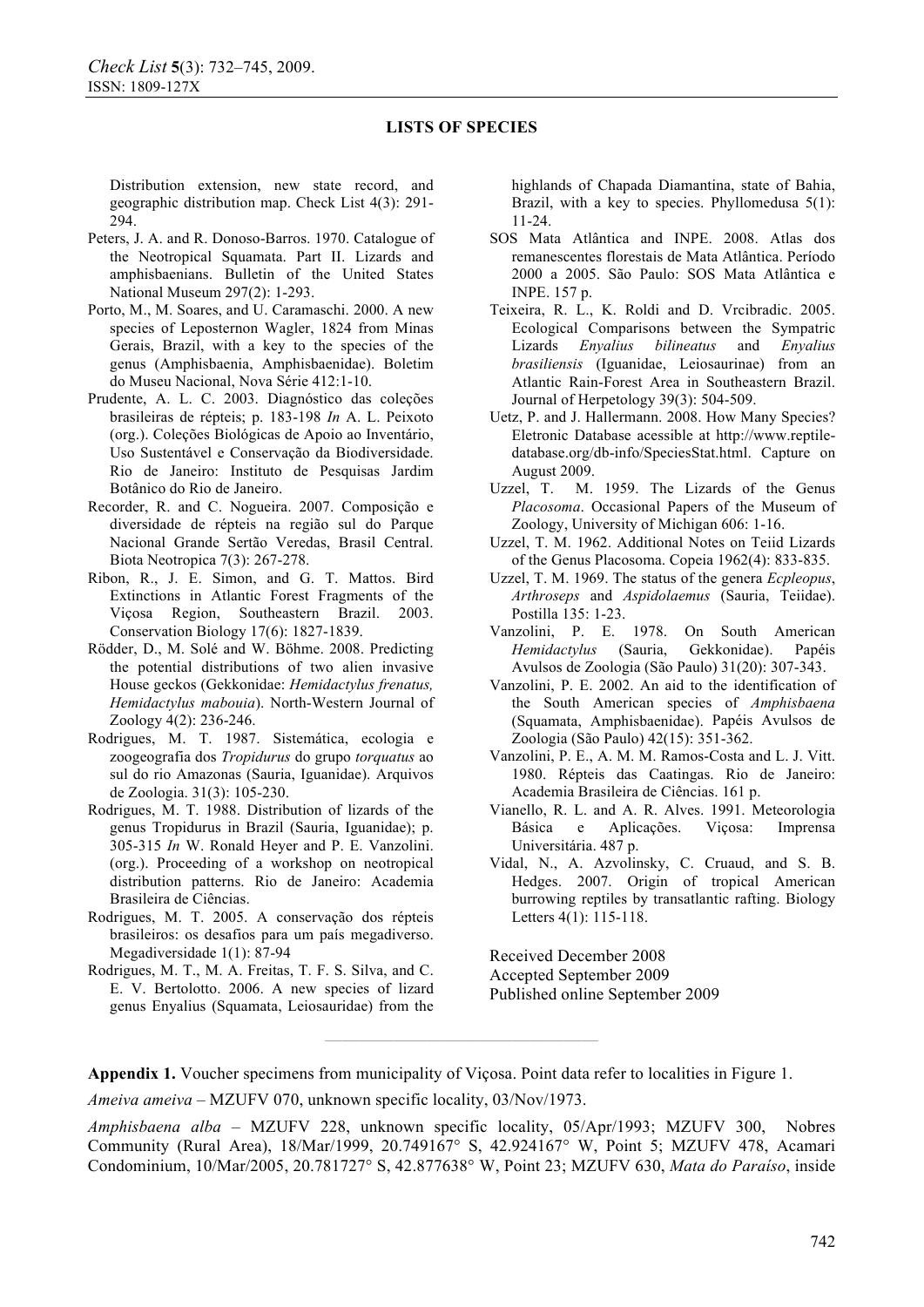Distribution extension, new state record, and geographic distribution map. Check List 4(3): 291-294.

Peters, J. A. and R. Donoso-Barros. 1970. Catalogue of the Neotropical Squamata. Part II. Lizards and amphisbaenians. Bulletin of the United States National Museum 297(2): 1-293.

Porto, M., M. Soares, and U. Caramaschi. 2000. A new species of Leposternon Wagler, 1824 from Minas Gerais, Brazil, with a key to the species of the genus (Amphisbaenia, Amphisbaenidae). Boletim do Museu Nacional, Nova Série 412:1-10.

Prudente, A. L. C. 2003. Diagnóstico das coleções brasileiras de répteis; p. 183-198 *In* A. L. Peixoto (org.). Coleções Biológicas de Apoio ao Inventário, Uso Sustentável e Conservação da Biodiversidade. Rio de Janeiro: Instituto de Pesquisas Jardim Botânico do Rio de Janeiro.

Recorder, R. and C. Nogueira. 2007. Composição e diversidade de répteis na região sul do Parque Nacional Grande Sertão Veredas, Brasil Central. Biota Neotropica 7(3): 267-278.

Ribon, R., J. E. Simon, and G. T. Mattos. Bird Extinctions in Atlantic Forest Fragments of the Viçosa Region, Southeastern Brazil. 2003. Conservation Biology 17(6): 1827-1839.

Rödder, D., M. Solé and W. Böhme. 2008. Predicting the potential distributions of two alien invasive House geckos (Gekkonidae: *Hemidactylus frenatus, Hemidactylus mabouia*). North-Western Journal of Zoology 4(2): 236-246.

Rodrigues, M. T. 1987. Sistemática, ecologia e zoogeografia dos *Tropidurus* do grupo *torquatus* ao sul do rio Amazonas (Sauria, Iguanidae). Arquivos de Zoologia. 31(3): 105-230.

Rodrigues, M. T. 1988. Distribution of lizards of the genus Tropidurus in Brazil (Sauria, Iguanidae); p. 305-315 *In* W. Ronald Heyer and P. E. Vanzolini. (org.). Proceeding of a workshop on neotropical distribution patterns. Rio de Janeiro: Academia Brasileira de Ciências.

Rodrigues, M. T. 2005. A conservação dos répteis brasileiros: os desafios para um país megadiverso. Megadiversidade 1(1): 87-94

Rodrigues, M. T., M. A. Freitas, T. F. S. Silva, and C. E. V. Bertolotto. 2006. A new species of lizard genus Enyalius (Squamata, Leiosauridae) from the highlands of Chapada Diamantina, state of Bahia, Brazil, with a key to species. Phyllomedusa 5(1): 11-24.

SOS Mata Atlântica and INPE. 2008. Atlas dos remanescentes florestais de Mata Atlântica. Período 2000 a 2005. São Paulo: SOS Mata Atlântica e INPE. 157 p.

Teixeira, R. L., K. Roldi and D. Vrcibradic. 2005. Ecological Comparisons between the Sympatric Lizards *Enyalius bilineatus* and *Enyalius brasiliensis* (Iguanidae, Leiosaurinae) from an Atlantic Rain-Forest Area in Southeastern Brazil. Journal of Herpetology 39(3): 504-509.

Uetz, P. and J. Hallermann. 2008. How Many Species? Eletronic Database acessible at http://www.reptile-database.org/db-info/SpeciesStat.html. Capture on August 2009.

Uzzel, T. M. 1959. The Lizards of the Genus *Placosoma*. Occasional Papers of the Museum of Zoology, University of Michigan 606: 1-16.

Uzzel, T. M. 1962. Additional Notes on Teiid Lizards of the Genus Placosoma. Copeia 1962(4): 833-835.

Uzzel, T. M. 1969. The status of the genera *Ecpleopus*, *Arthroseps* and *Aspidolaemus* (Sauria, Teiidae). Postilla 135: 1-23.

Vanzolini, P. E. 1978. On South American *Hemidactylus* (Sauria, Gekkonidae). Papéis Avulsos de Zoologia (São Paulo) 31(20): 307-343.

Vanzolini, P. E. 2002. An aid to the identification of the South American species of *Amphisbaena* (Squamata, Amphisbaenidae). Papéis Avulsos de Zoologia (São Paulo) 42(15): 351-362.

Vanzolini, P. E., A. M. M. Ramos-Costa and L. J. Vitt. 1980. Répteis das Caatingas. Rio de Janeiro: Academia Brasileira de Ciências. 161 p.

Vianello, R. L. and A. R. Alves. 1991. Meteorologia Básica e Aplicações. Viçosa: Imprensa Universitária. 487 p.

Vidal, N., A. Azvolinsky, C. Cruaud, and S. B. Hedges. 2007. Origin of tropical American burrowing reptiles by transatlantic rafting. Biology Letters 4(1): 115-118.

Received December 2008
Accepted September 2009
Published online September 2009

**Appendix 1.** Voucher specimens from municipality of Viçosa. Point data refer to localities in Figure 1.

*Ameiva ameiva* – MZUFV 070, unknown specific locality, 03/Nov/1973.

*Amphisbaena alba* – MZUFV 228, unknown specific locality, 05/Apr/1993; MZUFV 300, Nobres Community (Rural Area), 18/Mar/1999, 20.749167° S, 42.924167° W, Point 5; MZUFV 478, Acamari Condominium, 10/Mar/2005, 20.781727° S, 42.877638° W, Point 23; MZUFV 630, *Mata do Paraíso*, inside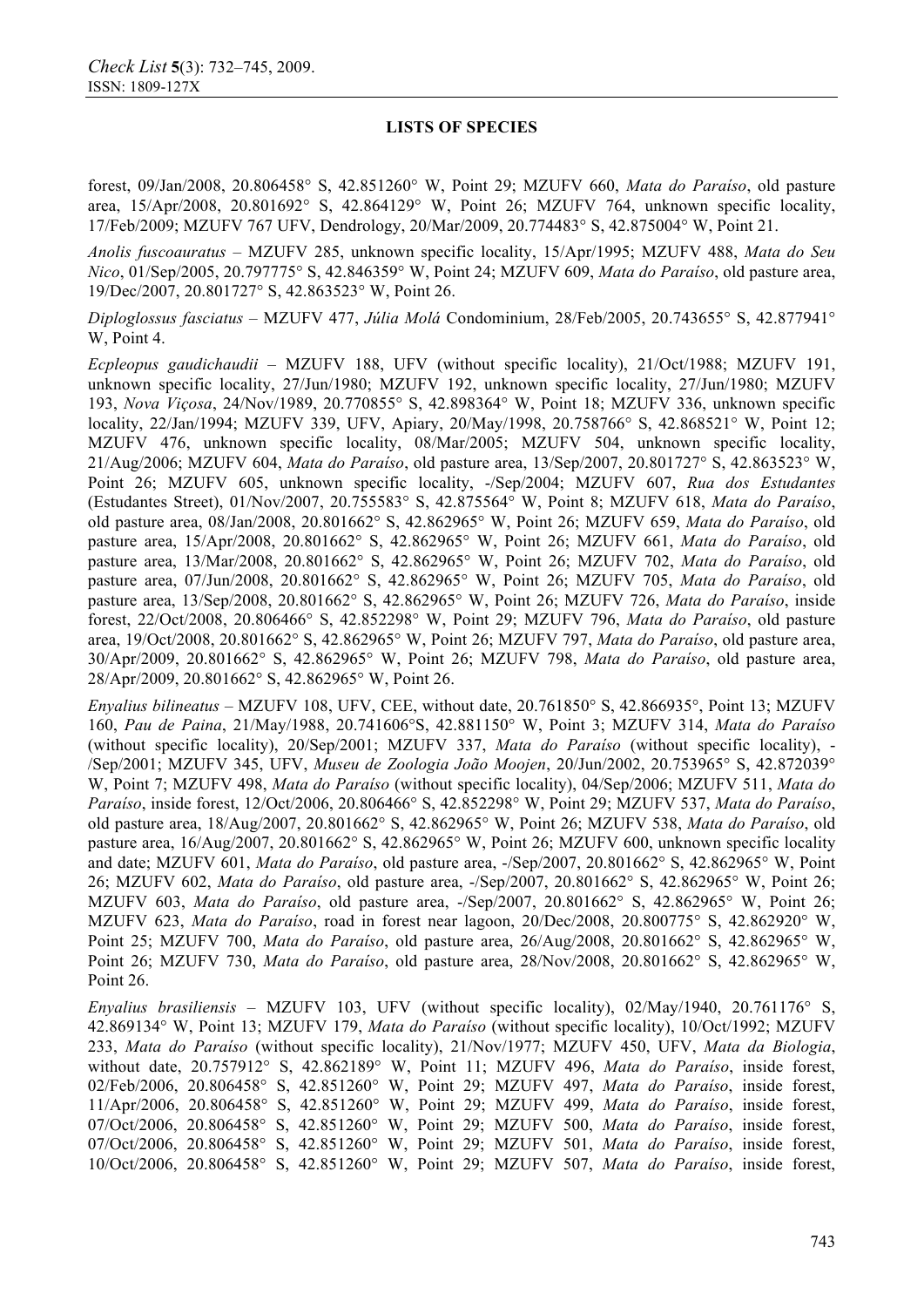forest, 09/Jan/2008, 20.806458° S, 42.851260° W, Point 29; MZUFV 660, *Mata do Paraíso*, old pasture area, 15/Apr/2008, 20.801692° S, 42.864129° W, Point 26; MZUFV 764, unknown specific locality, 17/Feb/2009; MZUFV 767 UFV, Dendrology, 20/Mar/2009, 20.774483° S, 42.875004° W, Point 21.

*Anolis fuscoauratus* – MZUFV 285, unknown specific locality, 15/Apr/1995; MZUFV 488, *Mata do Seu Nico*, 01/Sep/2005, 20.797775° S, 42.846359° W, Point 24; MZUFV 609, *Mata do Paraíso*, old pasture area, 19/Dec/2007, 20.801727° S, 42.863523° W, Point 26.

*Diploglossus fasciatus* – MZUFV 477, *Júlia Molá* Condominium, 28/Feb/2005, 20.743655° S, 42.877941° W, Point 4.

*Ecpleopus gaudichaudii* – MZUFV 188, UFV (without specific locality), 21/Oct/1988; MZUFV 191, unknown specific locality, 27/Jun/1980; MZUFV 192, unknown specific locality, 27/Jun/1980; MZUFV 193, *Nova Viçosa*, 24/Nov/1989, 20.770855° S, 42.898364° W, Point 18; MZUFV 336, unknown specific locality, 22/Jan/1994; MZUFV 339, UFV, Apiary, 20/May/1998, 20.758766° S, 42.868521° W, Point 12; MZUFV 476, unknown specific locality, 08/Mar/2005; MZUFV 504, unknown specific locality, 21/Aug/2006; MZUFV 604, *Mata do Paraíso*, old pasture area, 13/Sep/2007, 20.801727° S, 42.863523° W, Point 26; MZUFV 605, unknown specific locality, -/Sep/2004; MZUFV 607, *Rua dos Estudantes* (Estudantes Street), 01/Nov/2007, 20.755583° S, 42.875564° W, Point 8; MZUFV 618, *Mata do Paraíso*, old pasture area, 08/Jan/2008, 20.801662° S, 42.862965° W, Point 26; MZUFV 659, *Mata do Paraíso*, old pasture area, 15/Apr/2008, 20.801662° S, 42.862965° W, Point 26; MZUFV 661, *Mata do Paraíso*, old pasture area, 13/Mar/2008, 20.801662° S, 42.862965° W, Point 26; MZUFV 702, *Mata do Paraíso*, old pasture area, 07/Jun/2008, 20.801662° S, 42.862965° W, Point 26; MZUFV 705, *Mata do Paraíso*, old pasture area, 13/Sep/2008, 20.801662° S, 42.862965° W, Point 26; MZUFV 726, *Mata do Paraíso*, inside forest, 22/Oct/2008, 20.806466° S, 42.852298° W, Point 29; MZUFV 796, *Mata do Paraíso*, old pasture area, 19/Oct/2008, 20.801662° S, 42.862965° W, Point 26; MZUFV 797, *Mata do Paraíso*, old pasture area, 30/Apr/2009, 20.801662° S, 42.862965° W, Point 26; MZUFV 798, *Mata do Paraíso*, old pasture area, 28/Apr/2009, 20.801662° S, 42.862965° W, Point 26.

*Enyalius bilineatus* – MZUFV 108, UFV, CEE, without date, 20.761850° S, 42.866935°, Point 13; MZUFV 160, *Pau de Paina*, 21/May/1988, 20.741606°S, 42.881150° W, Point 3; MZUFV 314, *Mata do Paraíso* (without specific locality), 20/Sep/2001; MZUFV 337, *Mata do Paraíso* (without specific locality), -/Sep/2001; MZUFV 345, UFV, *Museu de Zoologia João Moojen*, 20/Jun/2002, 20.753965° S, 42.872039° W, Point 7; MZUFV 498, *Mata do Paraíso* (without specific locality), 04/Sep/2006; MZUFV 511, *Mata do Paraíso*, inside forest, 12/Oct/2006, 20.806466° S, 42.852298° W, Point 29; MZUFV 537, *Mata do Paraíso*, old pasture area, 18/Aug/2007, 20.801662° S, 42.862965° W, Point 26; MZUFV 538, *Mata do Paraíso*, old pasture area, 16/Aug/2007, 20.801662° S, 42.862965° W, Point 26; MZUFV 600, unknown specific locality and date; MZUFV 601, *Mata do Paraíso*, old pasture area, -/Sep/2007, 20.801662° S, 42.862965° W, Point 26; MZUFV 602, *Mata do Paraíso*, old pasture area, -/Sep/2007, 20.801662° S, 42.862965° W, Point 26; MZUFV 603, *Mata do Paraíso*, old pasture area, -/Sep/2007, 20.801662° S, 42.862965° W, Point 26; MZUFV 623, *Mata do Paraíso*, road in forest near lagoon, 20/Dec/2008, 20.800775° S, 42.862920° W, Point 25; MZUFV 700, *Mata do Paraíso*, old pasture area, 26/Aug/2008, 20.801662° S, 42.862965° W, Point 26; MZUFV 730, *Mata do Paraíso*, old pasture area, 28/Nov/2008, 20.801662° S, 42.862965° W, Point 26.

*Enyalius brasiliensis* – MZUFV 103, UFV (without specific locality), 02/May/1940, 20.761176° S, 42.869134° W, Point 13; MZUFV 179, *Mata do Paraíso* (without specific locality), 10/Oct/1992; MZUFV 233, *Mata do Paraíso* (without specific locality), 21/Nov/1977; MZUFV 450, UFV, *Mata da Biologia*, without date, 20.757912° S, 42.862189° W, Point 11; MZUFV 496, *Mata do Paraíso*, inside forest, 02/Feb/2006, 20.806458° S, 42.851260° W, Point 29; MZUFV 497, *Mata do Paraíso*, inside forest, 11/Apr/2006, 20.806458° S, 42.851260° W, Point 29; MZUFV 499, *Mata do Paraíso*, inside forest, 07/Oct/2006, 20.806458° S, 42.851260° W, Point 29; MZUFV 500, *Mata do Paraíso*, inside forest, 07/Oct/2006, 20.806458° S, 42.851260° W, Point 29; MZUFV 501, *Mata do Paraíso*, inside forest, 10/Oct/2006, 20.806458° S, 42.851260° W, Point 29; MZUFV 507, *Mata do Paraíso*, inside forest,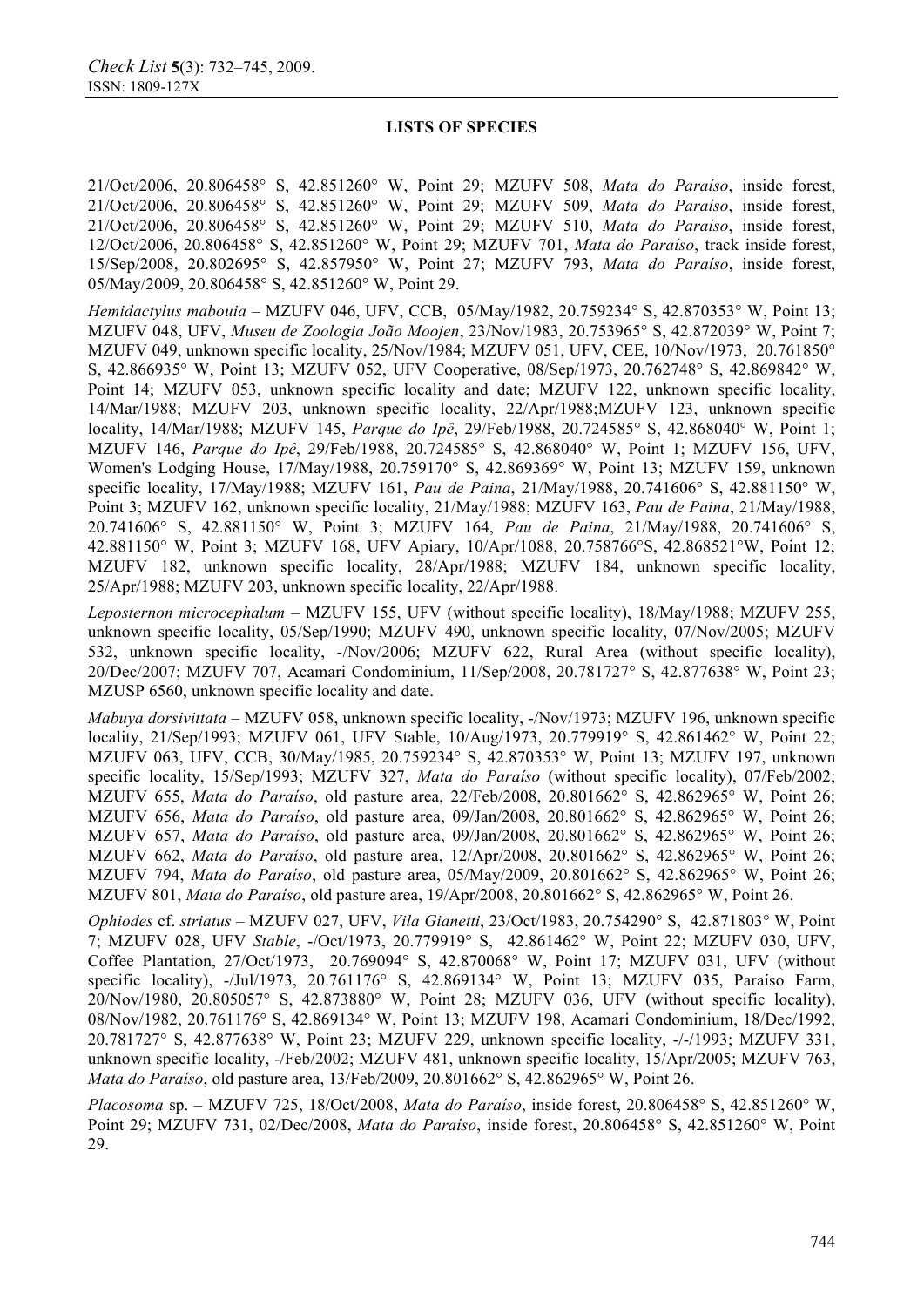**LISTS OF SPECIES**

21/Oct/2006, 20.806458° S, 42.851260° W, Point 29; MZUFV 508, *Mata do Paraíso*, inside forest, 21/Oct/2006, 20.806458° S, 42.851260° W, Point 29; MZUFV 509, *Mata do Paraíso*, inside forest, 21/Oct/2006, 20.806458° S, 42.851260° W, Point 29; MZUFV 510, *Mata do Paraíso*, inside forest, 12/Oct/2006, 20.806458° S, 42.851260° W, Point 29; MZUFV 701, *Mata do Paraíso*, track inside forest, 15/Sep/2008, 20.802695° S, 42.857950° W, Point 27; MZUFV 793, *Mata do Paraíso*, inside forest, 05/May/2009, 20.806458° S, 42.851260° W, Point 29.

*Hemidactylus mabouia* – MZUFV 046, UFV, CCB, 05/May/1982, 20.759234° S, 42.870353° W, Point 13; MZUFV 048, UFV, *Museu de Zoologia João Moojen*, 23/Nov/1983, 20.753965° S, 42.872039° W, Point 7; MZUFV 049, unknown specific locality, 25/Nov/1984; MZUFV 051, UFV, CEE, 10/Nov/1973, 20.761850° S, 42.866935° W, Point 13; MZUFV 052, UFV Cooperative, 08/Sep/1973, 20.762748° S, 42.869842° W, Point 14; MZUFV 053, unknown specific locality and date; MZUFV 122, unknown specific locality, 14/Mar/1988; MZUFV 203, unknown specific locality, 22/Apr/1988;MZUFV 123, unknown specific locality, 14/Mar/1988; MZUFV 145, *Parque do Ipê*, 29/Feb/1988, 20.724585° S, 42.868040° W, Point 1; MZUFV 146, *Parque do Ipê*, 29/Feb/1988, 20.724585° S, 42.868040° W, Point 1; MZUFV 156, UFV, Women's Lodging House, 17/May/1988, 20.759170° S, 42.869369° W, Point 13; MZUFV 159, unknown specific locality, 17/May/1988; MZUFV 161, *Pau de Paina*, 21/May/1988, 20.741606° S, 42.881150° W, Point 3; MZUFV 162, unknown specific locality, 21/May/1988; MZUFV 163, *Pau de Paina*, 21/May/1988, 20.741606° S, 42.881150° W, Point 3; MZUFV 164, *Pau de Paina*, 21/May/1988, 20.741606° S, 42.881150° W, Point 3; MZUFV 168, UFV Apiary, 10/Apr/1088, 20.758766°S, 42.868521°W, Point 12; MZUFV 182, unknown specific locality, 28/Apr/1988; MZUFV 184, unknown specific locality, 25/Apr/1988; MZUFV 203, unknown specific locality, 22/Apr/1988.

*Leposternon microcephalum* – MZUFV 155, UFV (without specific locality), 18/May/1988; MZUFV 255, unknown specific locality, 05/Sep/1990; MZUFV 490, unknown specific locality, 07/Nov/2005; MZUFV 532, unknown specific locality, -/Nov/2006; MZUFV 622, Rural Area (without specific locality), 20/Dec/2007; MZUFV 707, Acamari Condominium, 11/Sep/2008, 20.781727° S, 42.877638° W, Point 23; MZUSP 6560, unknown specific locality and date.

*Mabuya dorsivittata* – MZUFV 058, unknown specific locality, -/Nov/1973; MZUFV 196, unknown specific locality, 21/Sep/1993; MZUFV 061, UFV Stable, 10/Aug/1973, 20.779919° S, 42.861462° W, Point 22; MZUFV 063, UFV, CCB, 30/May/1985, 20.759234° S, 42.870353° W, Point 13; MZUFV 197, unknown specific locality, 15/Sep/1993; MZUFV 327, *Mata do Paraíso* (without specific locality), 07/Feb/2002; MZUFV 655, *Mata do Paraíso*, old pasture area, 22/Feb/2008, 20.801662° S, 42.862965° W, Point 26; MZUFV 656, *Mata do Paraíso*, old pasture area, 09/Jan/2008, 20.801662° S, 42.862965° W, Point 26; MZUFV 657, *Mata do Paraíso*, old pasture area, 09/Jan/2008, 20.801662° S, 42.862965° W, Point 26; MZUFV 662, *Mata do Paraíso*, old pasture area, 12/Apr/2008, 20.801662° S, 42.862965° W, Point 26; MZUFV 794, *Mata do Paraíso*, old pasture area, 05/May/2009, 20.801662° S, 42.862965° W, Point 26; MZUFV 801, *Mata do Paraíso*, old pasture area, 19/Apr/2008, 20.801662° S, 42.862965° W, Point 26.

*Ophiodes* cf. *striatus* – MZUFV 027, UFV, *Vila Gianetti*, 23/Oct/1983, 20.754290° S, 42.871803° W, Point 7; MZUFV 028, UFV *Stable*, -/Oct/1973, 20.779919° S, 42.861462° W, Point 22; MZUFV 030, UFV, Coffee Plantation, 27/Oct/1973, 20.769094° S, 42.870068° W, Point 17; MZUFV 031, UFV (without specific locality), -/Jul/1973, 20.761176° S, 42.869134° W, Point 13; MZUFV 035, Paraíso Farm, 20/Nov/1980, 20.805057° S, 42.873880° W, Point 28; MZUFV 036, UFV (without specific locality), 08/Nov/1982, 20.761176° S, 42.869134° W, Point 13; MZUFV 198, Acamari Condominium, 18/Dec/1992, 20.781727° S, 42.877638° W, Point 23; MZUFV 229, unknown specific locality, -/-/1993; MZUFV 331, unknown specific locality, -/Feb/2002; MZUFV 481, unknown specific locality, 15/Apr/2005; MZUFV 763, *Mata do Paraíso*, old pasture area, 13/Feb/2009, 20.801662° S, 42.862965° W, Point 26.

*Placosoma* sp. – MZUFV 725, 18/Oct/2008, *Mata do Paraíso*, inside forest, 20.806458° S, 42.851260° W, Point 29; MZUFV 731, 02/Dec/2008, *Mata do Paraíso*, inside forest, 20.806458° S, 42.851260° W, Point 29.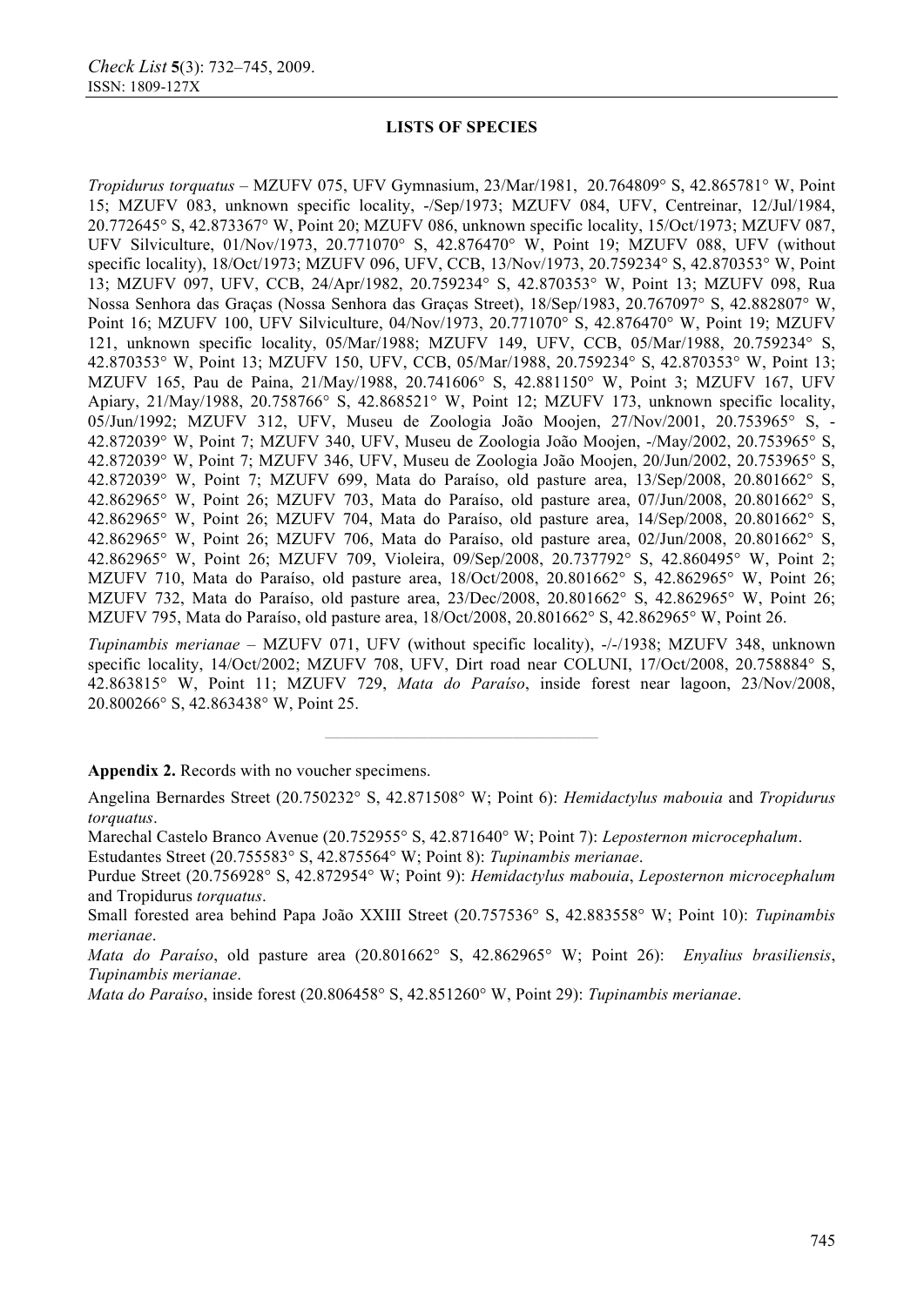**LISTS OF SPECIES**

*Tropidurus torquatus* – MZUFV 075, UFV Gymnasium, 23/Mar/1981, 20.764809° S, 42.865781° W, Point 15; MZUFV 083, unknown specific locality, -/Sep/1973; MZUFV 084, UFV, Centreinar, 12/Jul/1984, 20.772645° S, 42.873367° W, Point 20; MZUFV 086, unknown specific locality, 15/Oct/1973; MZUFV 087, UFV Silviculture, 01/Nov/1973, 20.771070° S, 42.876470° W, Point 19; MZUFV 088, UFV (without specific locality), 18/Oct/1973; MZUFV 096, UFV, CCB, 13/Nov/1973, 20.759234° S, 42.870353° W, Point 13; MZUFV 097, UFV, CCB, 24/Apr/1982, 20.759234° S, 42.870353° W, Point 13; MZUFV 098, Rua Nossa Senhora das Graças (Nossa Senhora das Graças Street), 18/Sep/1983, 20.767097° S, 42.882807° W, Point 16; MZUFV 100, UFV Silviculture, 04/Nov/1973, 20.771070° S, 42.876470° W, Point 19; MZUFV 121, unknown specific locality, 05/Mar/1988; MZUFV 149, UFV, CCB, 05/Mar/1988, 20.759234° S, 42.870353° W, Point 13; MZUFV 150, UFV, CCB, 05/Mar/1988, 20.759234° S, 42.870353° W, Point 13; MZUFV 165, Pau de Paina, 21/May/1988, 20.741606° S, 42.881150° W, Point 3; MZUFV 167, UFV Apiary, 21/May/1988, 20.758766° S, 42.868521° W, Point 12; MZUFV 173, unknown specific locality, 05/Jun/1992; MZUFV 312, UFV, Museu de Zoologia João Moojen, 27/Nov/2001, 20.753965° S, -42.872039° W, Point 7; MZUFV 340, UFV, Museu de Zoologia João Moojen, -/May/2002, 20.753965° S, 42.872039° W, Point 7; MZUFV 346, UFV, Museu de Zoologia João Moojen, 20/Jun/2002, 20.753965° S, 42.872039° W, Point 7; MZUFV 699, Mata do Paraíso, old pasture area, 13/Sep/2008, 20.801662° S, 42.862965° W, Point 26; MZUFV 703, Mata do Paraíso, old pasture area, 07/Jun/2008, 20.801662° S, 42.862965° W, Point 26; MZUFV 704, Mata do Paraíso, old pasture area, 14/Sep/2008, 20.801662° S, 42.862965° W, Point 26; MZUFV 706, Mata do Paraíso, old pasture area, 02/Jun/2008, 20.801662° S, 42.862965° W, Point 26; MZUFV 709, Violeira, 09/Sep/2008, 20.737792° S, 42.860495° W, Point 2; MZUFV 710, Mata do Paraíso, old pasture area, 18/Oct/2008, 20.801662° S, 42.862965° W, Point 26; MZUFV 732, Mata do Paraíso, old pasture area, 23/Dec/2008, 20.801662° S, 42.862965° W, Point 26; MZUFV 795, Mata do Paraíso, old pasture area, 18/Oct/2008, 20.801662° S, 42.862965° W, Point 26.

*Tupinambis merianae* – MZUFV 071, UFV (without specific locality), -/-/1938; MZUFV 348, unknown specific locality, 14/Oct/2002; MZUFV 708, UFV, Dirt road near COLUNI, 17/Oct/2008, 20.758884° S, 42.863815° W, Point 11; MZUFV 729, *Mata do Paraíso*, inside forest near lagoon, 23/Nov/2008, 20.800266° S, 42.863438° W, Point 25.

---

**Appendix 2.** Records with no voucher specimens.

Angelina Bernardes Street (20.750232° S, 42.871508° W; Point 6): *Hemidactylus mabouia* and *Tropidurus torquatus*.

Marechal Castelo Branco Avenue (20.752955° S, 42.871640° W; Point 7): *Leposternon microcephalum*.

Estudantes Street (20.755583° S, 42.875564° W; Point 8): *Tupinambis merianae*.

Purdue Street (20.756928° S, 42.872954° W; Point 9): *Hemidactylus mabouia*, *Leposternon microcephalum* and Tropidurus *torquatus*.

Small forested area behind Papa João XXIII Street (20.757536° S, 42.883558° W; Point 10): *Tupinambis merianae*.

*Mata do Paraíso*, old pasture area (20.801662° S, 42.862965° W; Point 26): *Enyalius brasiliensis*, *Tupinambis merianae*.

*Mata do Paraíso*, inside forest (20.806458° S, 42.851260° W, Point 29): *Tupinambis merianae*.